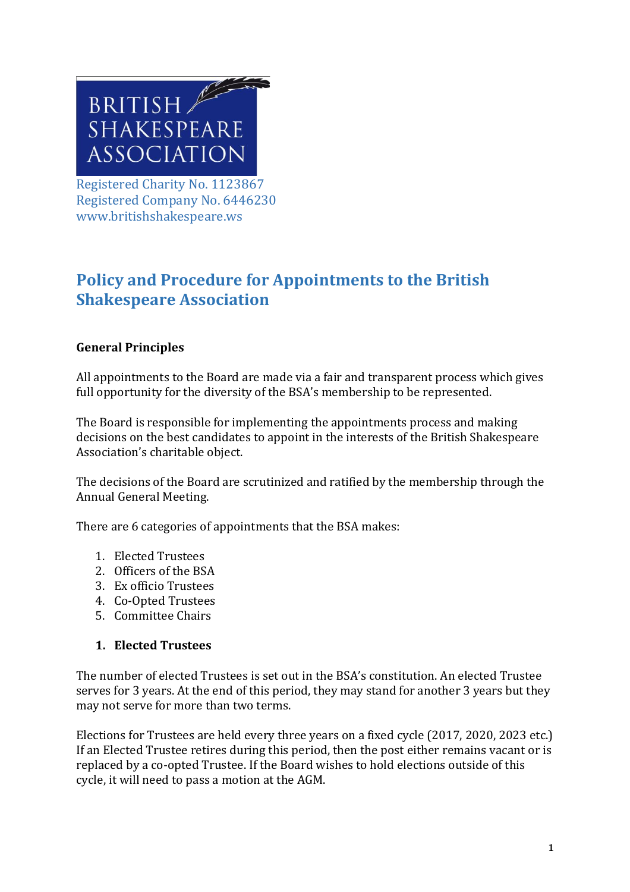BRITISH SHAKESPEARE ASSOCIATION

Registered Charity No. 1123867
Registered Company No. 6446230
www.britishshakespeare.ws

# Policy and Procedure for Appointments to the British Shakespeare Association

**General Principles**

All appointments to the Board are made via a fair and transparent process which gives full opportunity for the diversity of the BSA's membership to be represented.

The Board is responsible for implementing the appointments process and making decisions on the best candidates to appoint in the interests of the British Shakespeare Association's charitable object.

The decisions of the Board are scrutinized and ratified by the membership through the Annual General Meeting.

There are 6 categories of appointments that the BSA makes:

1. Elected Trustees
2. Officers of the BSA
3. Ex officio Trustees
4. Co-Opted Trustees
5. Committee Chairs

## 1. Elected Trustees

The number of elected Trustees is set out in the BSA's constitution. An elected Trustee serves for 3 years. At the end of this period, they may stand for another 3 years but they may not serve for more than two terms.

Elections for Trustees are held every three years on a fixed cycle (2017, 2020, 2023 etc.) If an Elected Trustee retires during this period, then the post either remains vacant or is replaced by a co-opted Trustee. If the Board wishes to hold elections outside of this cycle, it will need to pass a motion at the AGM.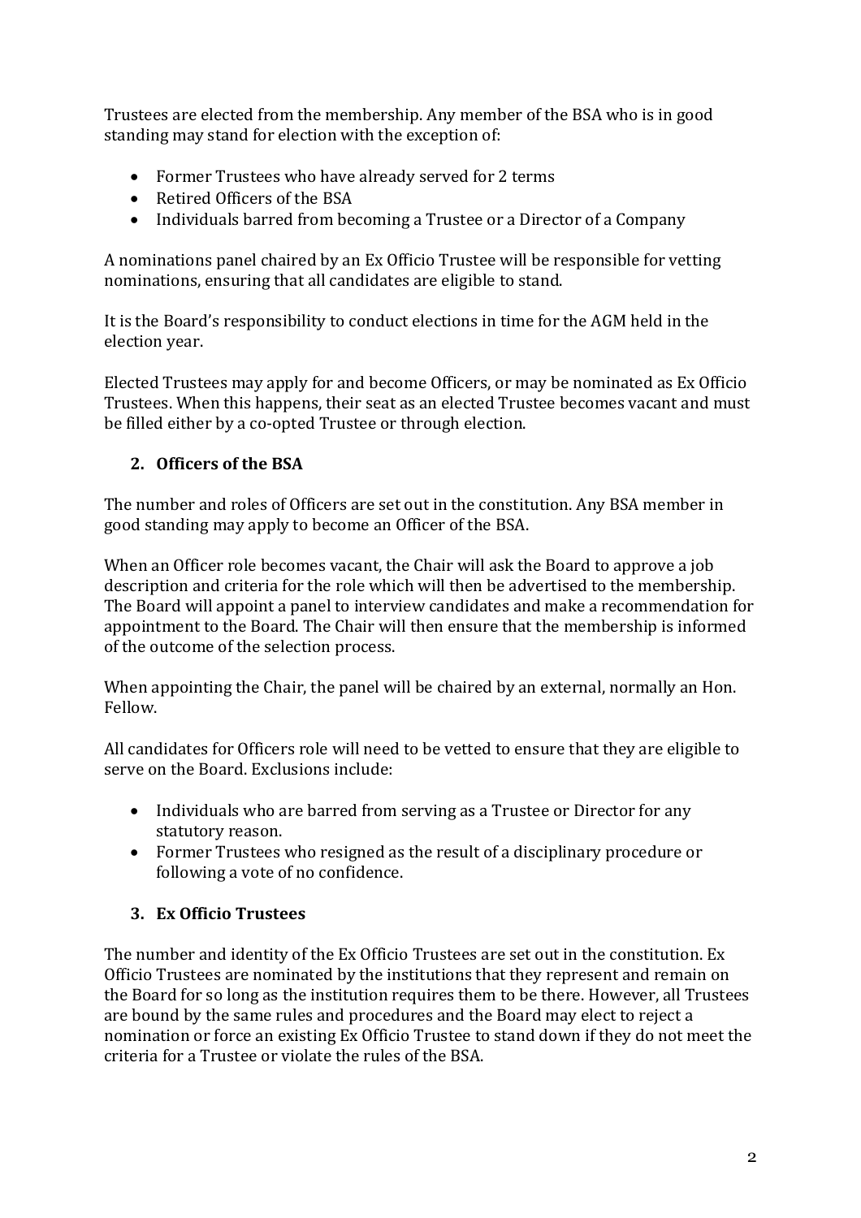Trustees are elected from the membership. Any member of the BSA who is in good standing may stand for election with the exception of:

- Former Trustees who have already served for 2 terms
- Retired Officers of the BSA
- Individuals barred from becoming a Trustee or a Director of a Company

A nominations panel chaired by an Ex Officio Trustee will be responsible for vetting nominations, ensuring that all candidates are eligible to stand.

It is the Board's responsibility to conduct elections in time for the AGM held in the election year.

Elected Trustees may apply for and become Officers, or may be nominated as Ex Officio Trustees. When this happens, their seat as an elected Trustee becomes vacant and must be filled either by a co-opted Trustee or through election.

## 2. Officers of the BSA

The number and roles of Officers are set out in the constitution. Any BSA member in good standing may apply to become an Officer of the BSA.

When an Officer role becomes vacant, the Chair will ask the Board to approve a job description and criteria for the role which will then be advertised to the membership. The Board will appoint a panel to interview candidates and make a recommendation for appointment to the Board. The Chair will then ensure that the membership is informed of the outcome of the selection process.

When appointing the Chair, the panel will be chaired by an external, normally an Hon. Fellow.

All candidates for Officers role will need to be vetted to ensure that they are eligible to serve on the Board. Exclusions include:

- Individuals who are barred from serving as a Trustee or Director for any statutory reason.
- Former Trustees who resigned as the result of a disciplinary procedure or following a vote of no confidence.

## 3. Ex Officio Trustees

The number and identity of the Ex Officio Trustees are set out in the constitution. Ex Officio Trustees are nominated by the institutions that they represent and remain on the Board for so long as the institution requires them to be there. However, all Trustees are bound by the same rules and procedures and the Board may elect to reject a nomination or force an existing Ex Officio Trustee to stand down if they do not meet the criteria for a Trustee or violate the rules of the BSA.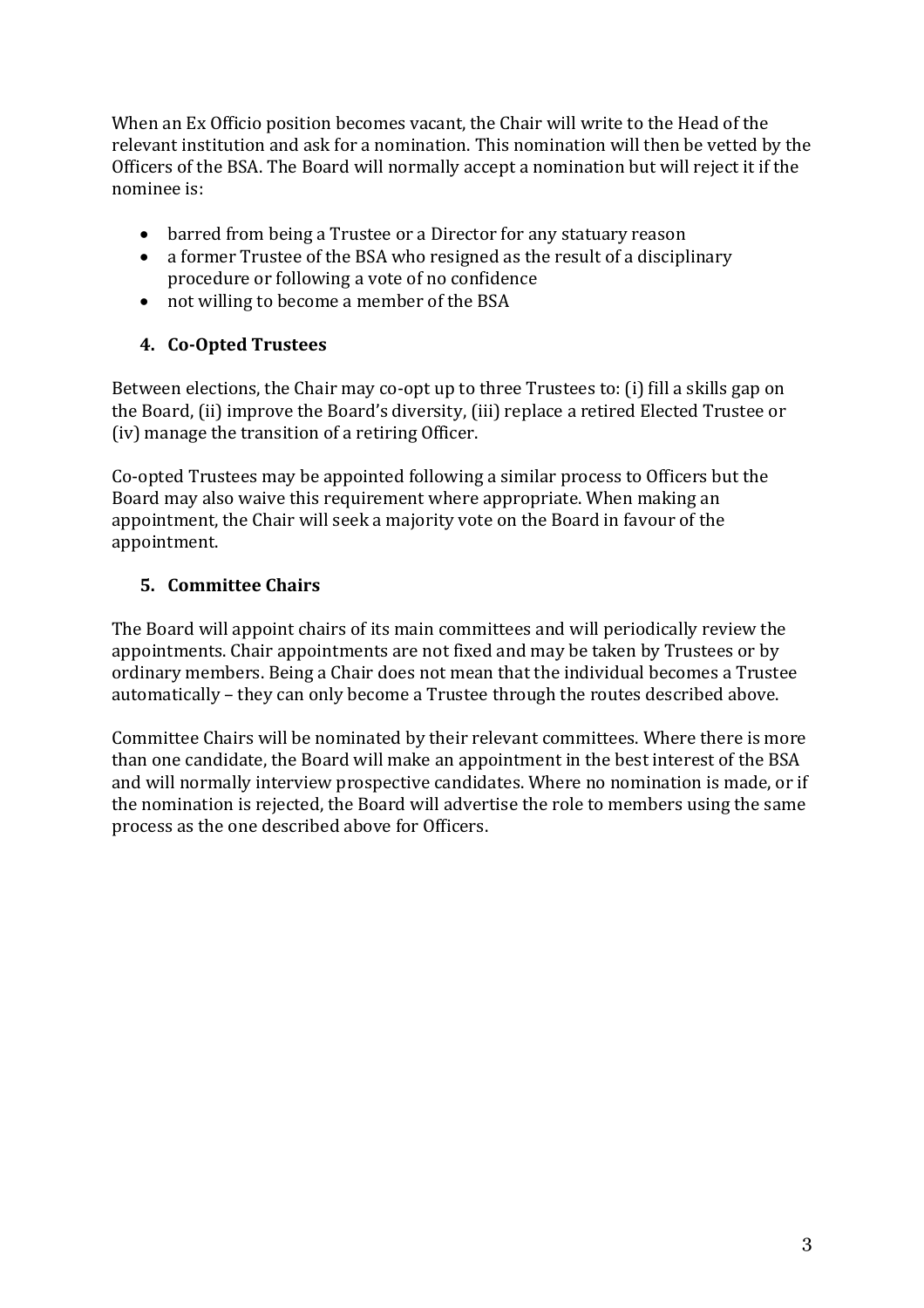When an Ex Officio position becomes vacant, the Chair will write to the Head of the relevant institution and ask for a nomination. This nomination will then be vetted by the Officers of the BSA. The Board will normally accept a nomination but will reject it if the nominee is:

- barred from being a Trustee or a Director for any statuary reason
- a former Trustee of the BSA who resigned as the result of a disciplinary procedure or following a vote of no confidence
- not willing to become a member of the BSA

### 4. Co-Opted Trustees

Between elections, the Chair may co-opt up to three Trustees to: (i) fill a skills gap on the Board, (ii) improve the Board's diversity, (iii) replace a retired Elected Trustee or (iv) manage the transition of a retiring Officer.

Co-opted Trustees may be appointed following a similar process to Officers but the Board may also waive this requirement where appropriate. When making an appointment, the Chair will seek a majority vote on the Board in favour of the appointment.

### 5. Committee Chairs

The Board will appoint chairs of its main committees and will periodically review the appointments. Chair appointments are not fixed and may be taken by Trustees or by ordinary members. Being a Chair does not mean that the individual becomes a Trustee automatically – they can only become a Trustee through the routes described above.

Committee Chairs will be nominated by their relevant committees. Where there is more than one candidate, the Board will make an appointment in the best interest of the BSA and will normally interview prospective candidates. Where no nomination is made, or if the nomination is rejected, the Board will advertise the role to members using the same process as the one described above for Officers.